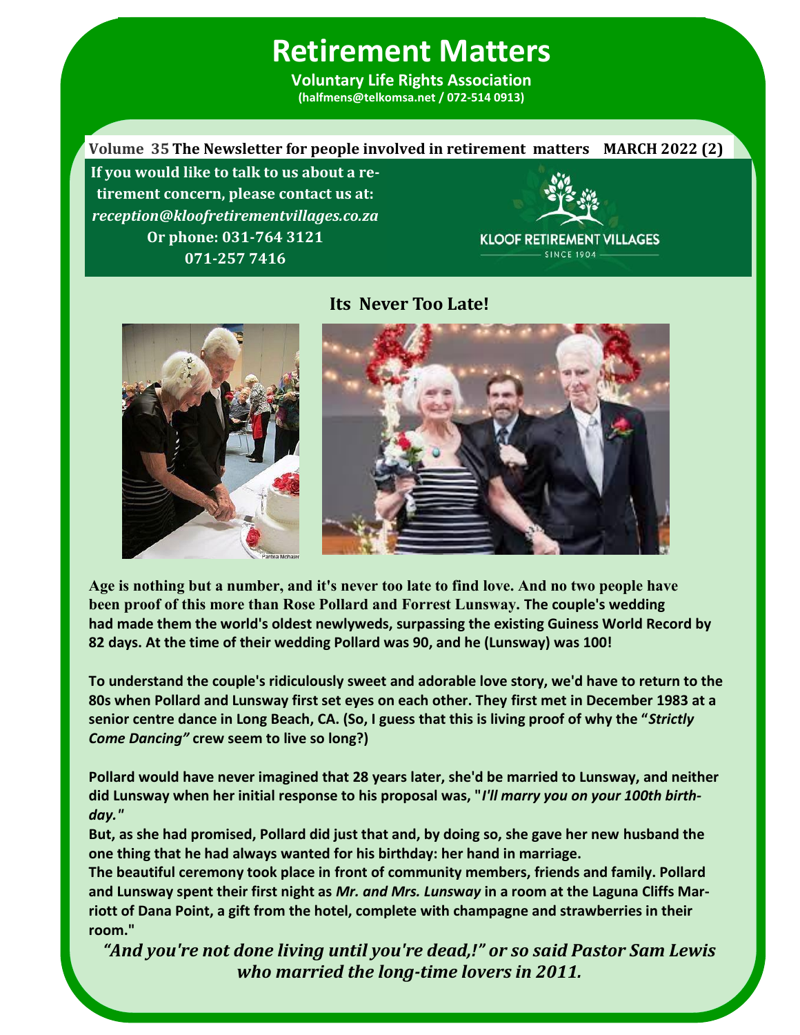# Retirement Matters

**Voluntary Life Rights Association**
**(halfmens@telkomsa.net / 072-514 0913)**

**Volume 35 The Newsletter for people involved in retirement matters MARCH 2022 (2)**

**If you would like to talk to us about a retirement concern, please contact us at:**
***reception@kloofretirementvillages.co.za***
**Or phone: 031-764 3121**
**071-257 7416**

KLOOF RETIREMENT VILLAGES
SINCE 1904

## Its Never Too Late!

Parisa Michaie

**Age is nothing but a number, and it's never too late to find love. And no two people have been proof of this more than Rose Pollard and Forrest Lunsway. The couple's wedding had made them the world's oldest newlyweds, surpassing the existing Guiness World Record by 82 days. At the time of their wedding Pollard was 90, and he (Lunsway) was 100!**

**To understand the couple's ridiculously sweet and adorable love story, we'd have to return to the 80s when Pollard and Lunsway first set eyes on each other. They first met in December 1983 at a senior centre dance in Long Beach, CA. (So, I guess that this is living proof of why the "*Strictly Come Dancing"* crew seem to live so long?)**

**Pollard would have never imagined that 28 years later, she'd be married to Lunsway, and neither did Lunsway when her initial response to his proposal was, "*I'll marry you on your 100th birthday."***

**But, as she had promised, Pollard did just that and, by doing so, she gave her new husband the one thing that he had always wanted for his birthday: her hand in marriage.**

**The beautiful ceremony took place in front of community members, friends and family. Pollard and Lunsway spent their first night as *Mr. and Mrs. Lunsway* in a room at the Laguna Cliffs Marriott of Dana Point, a gift from the hotel, complete with champagne and strawberries in their room."**

***"And you're not done living until you're dead,!" or so said Pastor Sam Lewis who married the long-time lovers in 2011.***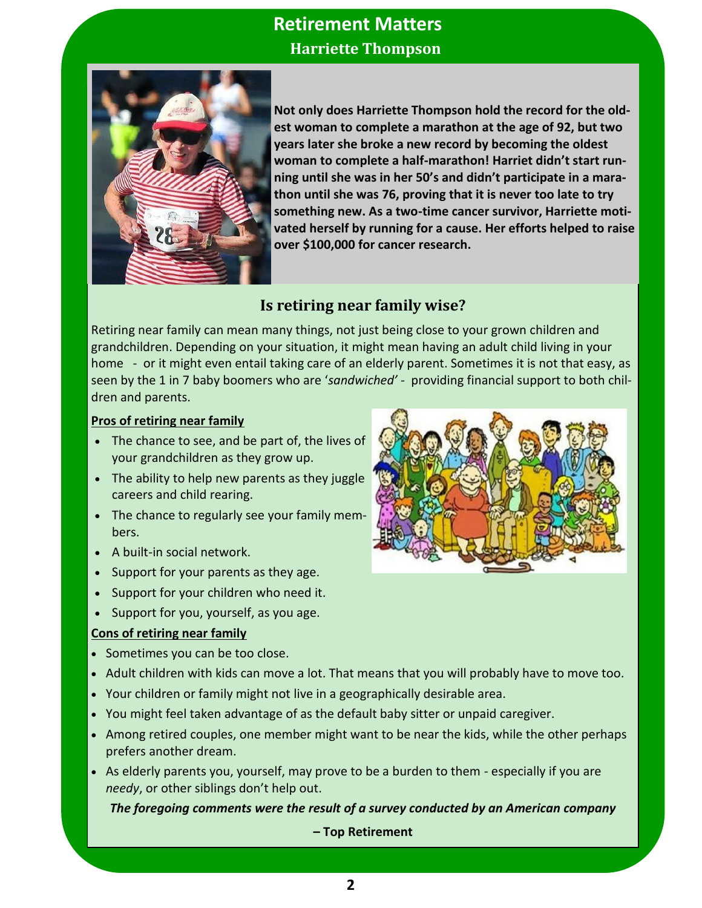# Retirement Matters

## Harriette Thompson

**Not only does Harriette Thompson hold the record for the oldest woman to complete a marathon at the age of 92, but two years later she broke a new record by becoming the oldest woman to complete a half-marathon! Harriet didn't start running until she was in her 50's and didn't participate in a marathon until she was 76, proving that it is never too late to try something new. As a two-time cancer survivor, Harriette motivated herself by running for a cause. Her efforts helped to raise over $100,000 for cancer research.**

## Is retiring near family wise?

Retiring near family can mean many things, not just being close to your grown children and grandchildren. Depending on your situation, it might mean having an adult child living in your home - or it might even entail taking care of an elderly parent. Sometimes it is not that easy, as seen by the 1 in 7 baby boomers who are '*sandwiched'* - providing financial support to both children and parents.

**Pros of retiring near family**

- The chance to see, and be part of, the lives of your grandchildren as they grow up.
- The ability to help new parents as they juggle careers and child rearing.
- The chance to regularly see your family members.
- A built-in social network.
- Support for your parents as they age.
- Support for your children who need it.
- Support for you, yourself, as you age.

**Cons of retiring near family**

- Sometimes you can be too close.
- Adult children with kids can move a lot. That means that you will probably have to move too.
- Your children or family might not live in a geographically desirable area.
- You might feel taken advantage of as the default baby sitter or unpaid caregiver.
- Among retired couples, one member might want to be near the kids, while the other perhaps prefers another dream.
- As elderly parents you, yourself, may prove to be a burden to them - especially if you are *needy*, or other siblings don't help out.

***The foregoing comments were the result of a survey conducted by an American company***

**– Top Retirement**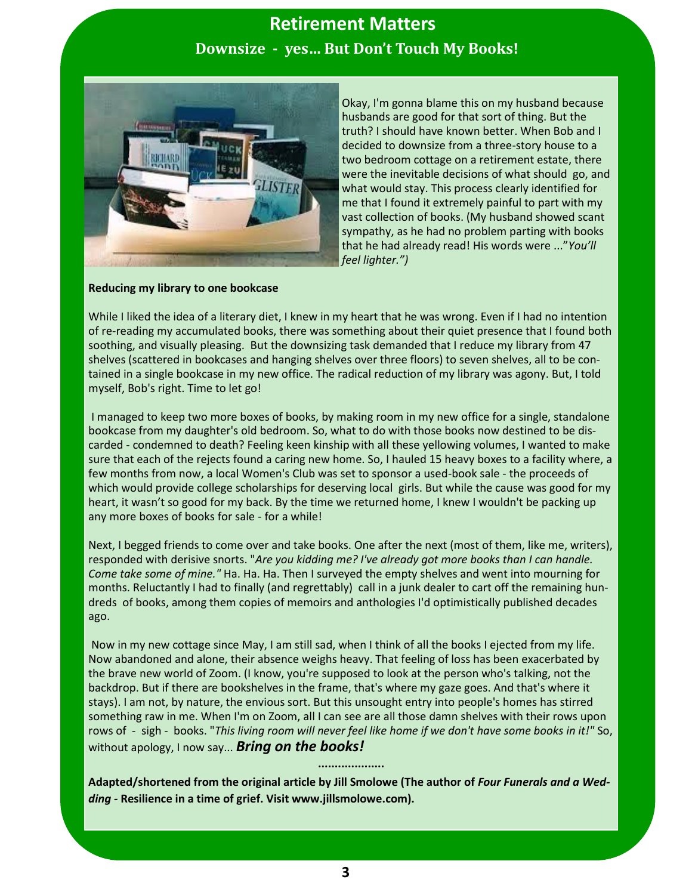# Retirement Matters

## Downsize - yes... But Don't Touch My Books!

Okay, I'm gonna blame this on my husband because husbands are good for that sort of thing. But the truth? I should have known better. When Bob and I decided to downsize from a three-story house to a two bedroom cottage on a retirement estate, there were the inevitable decisions of what should go, and what would stay. This process clearly identified for me that I found it extremely painful to part with my vast collection of books. (My husband showed scant sympathy, as he had no problem parting with books that he had already read! His words were ..."*You'll feel lighter.")*

**Reducing my library to one bookcase**

While I liked the idea of a literary diet, I knew in my heart that he was wrong. Even if I had no intention of re-reading my accumulated books, there was something about their quiet presence that I found both soothing, and visually pleasing. But the downsizing task demanded that I reduce my library from 47 shelves (scattered in bookcases and hanging shelves over three floors) to seven shelves, all to be contained in a single bookcase in my new office. The radical reduction of my library was agony. But, I told myself, Bob's right. Time to let go!

I managed to keep two more boxes of books, by making room in my new office for a single, standalone bookcase from my daughter's old bedroom. So, what to do with those books now destined to be discarded - condemned to death? Feeling keen kinship with all these yellowing volumes, I wanted to make sure that each of the rejects found a caring new home. So, I hauled 15 heavy boxes to a facility where, a few months from now, a local Women's Club was set to sponsor a used-book sale - the proceeds of which would provide college scholarships for deserving local girls. But while the cause was good for my heart, it wasn't so good for my back. By the time we returned home, I knew I wouldn't be packing up any more boxes of books for sale - for a while!

Next, I begged friends to come over and take books. One after the next (most of them, like me, writers), responded with derisive snorts. "*Are you kidding me? I've already got more books than I can handle. Come take some of mine."* Ha. Ha. Ha. Then I surveyed the empty shelves and went into mourning for months. Reluctantly I had to finally (and regrettably) call in a junk dealer to cart off the remaining hundreds of books, among them copies of memoirs and anthologies I'd optimistically published decades ago.

Now in my new cottage since May, I am still sad, when I think of all the books I ejected from my life. Now abandoned and alone, their absence weighs heavy. That feeling of loss has been exacerbated by the brave new world of Zoom. (I know, you're supposed to look at the person who's talking, not the backdrop. But if there are bookshelves in the frame, that's where my gaze goes. And that's where it stays). I am not, by nature, the envious sort. But this unsought entry into people's homes has stirred something raw in me. When I'm on Zoom, all I can see are all those damn shelves with their rows upon rows of - sigh - books. "*This living room will never feel like home if we don't have some books in it!"* So, without apology, I now say... ***Bring on the books!***

....................

**Adapted/shortened from the original article by Jill Smolowe (The author of *Four Funerals and a Wedding* - Resilience in a time of grief. Visit www.jillsmolowe.com).**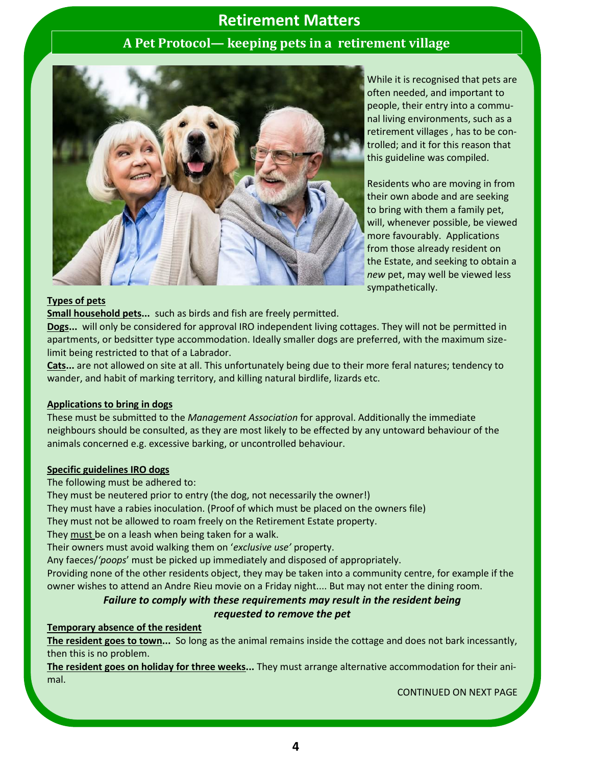# Retirement Matters

## A Pet Protocol— keeping pets in a retirement village

While it is recognised that pets are often needed, and important to people, their entry into a communal living environments, such as a retirement villages , has to be controlled; and it for this reason that this guideline was compiled.

Residents who are moving in from their own abode and are seeking to bring with them a family pet, will, whenever possible, be viewed more favourably. Applications from those already resident on the Estate, and seeking to obtain a *new* pet, may well be viewed less sympathetically.

**Types of pets**

**Small household pets...** such as birds and fish are freely permitted.

**Dogs...** will only be considered for approval IRO independent living cottages. They will not be permitted in apartments, or bedsitter type accommodation. Ideally smaller dogs are preferred, with the maximum size-limit being restricted to that of a Labrador.

**Cats...** are not allowed on site at all. This unfortunately being due to their more feral natures; tendency to wander, and habit of marking territory, and killing natural birdlife, lizards etc.

**Applications to bring in dogs**

These must be submitted to the *Management Association* for approval. Additionally the immediate neighbours should be consulted, as they are most likely to be effected by any untoward behaviour of the animals concerned e.g. excessive barking, or uncontrolled behaviour.

**Specific guidelines IRO dogs**

The following must be adhered to:

They must be neutered prior to entry (the dog, not necessarily the owner!)

They must have a rabies inoculation. (Proof of which must be placed on the owners file)

They must not be allowed to roam freely on the Retirement Estate property.

They must be on a leash when being taken for a walk.

Their owners must avoid walking them on '*exclusive use'* property.

Any faeces/*'poops*' must be picked up immediately and disposed of appropriately.

Providing none of the other residents object, they may be taken into a community centre, for example if the owner wishes to attend an Andre Rieu movie on a Friday night.... But may not enter the dining room.

***Failure to comply with these requirements may result in the resident being requested to remove the pet***

**Temporary absence of the resident**

**The resident goes to town...** So long as the animal remains inside the cottage and does not bark incessantly, then this is no problem.

**The resident goes on holiday for three weeks...** They must arrange alternative accommodation for their animal.

CONTINUED ON NEXT PAGE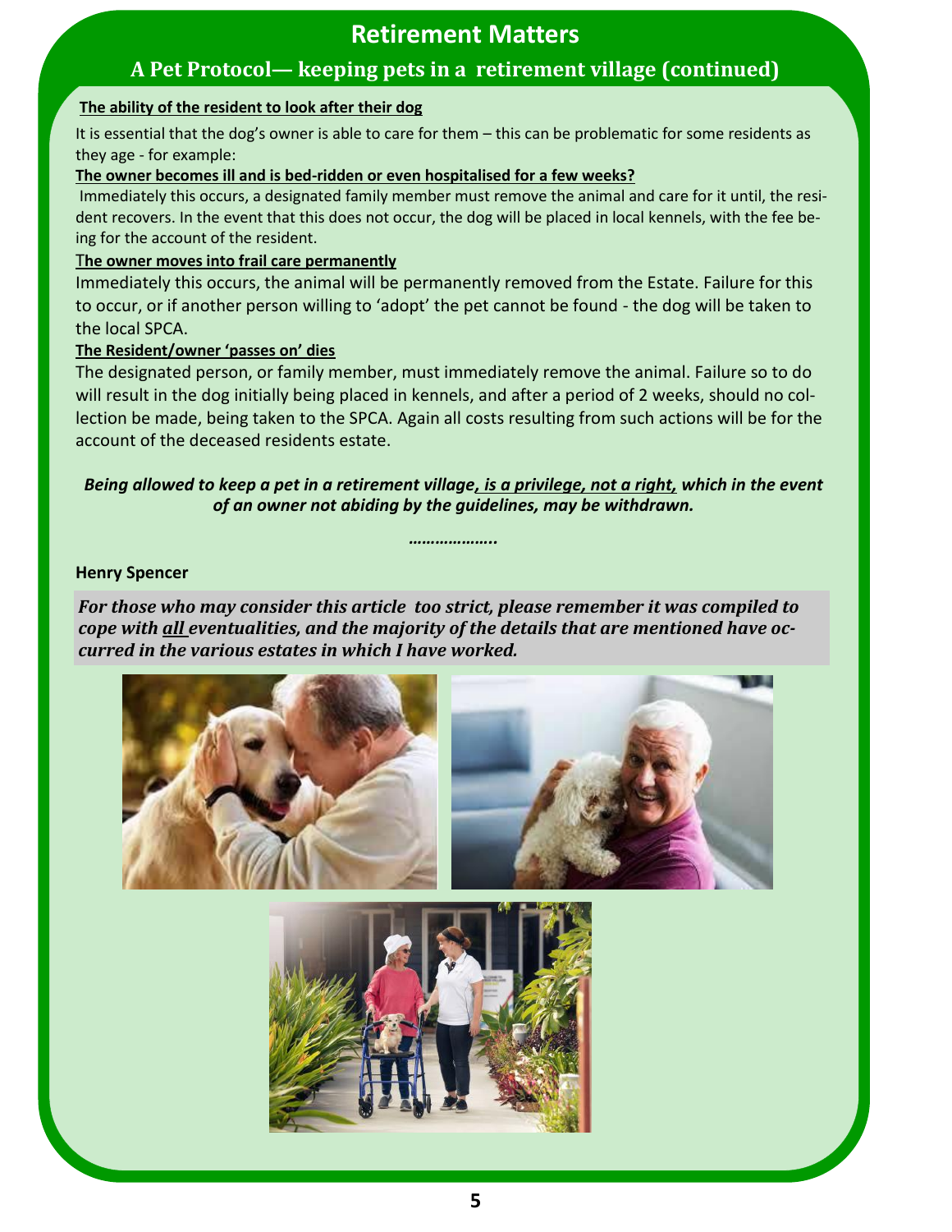# Retirement Matters

## A Pet Protocol— keeping pets in a retirement village (continued)

**The ability of the resident to look after their dog**

It is essential that the dog's owner is able to care for them – this can be problematic for some residents as they age - for example:

**The owner becomes ill and is bed-ridden or even hospitalised for a few weeks?**

Immediately this occurs, a designated family member must remove the animal and care for it until, the resident recovers. In the event that this does not occur, the dog will be placed in local kennels, with the fee being for the account of the resident.

**The owner moves into frail care permanently**

Immediately this occurs, the animal will be permanently removed from the Estate. Failure for this to occur, or if another person willing to 'adopt' the pet cannot be found - the dog will be taken to the local SPCA.

**The Resident/owner 'passes on' dies**

The designated person, or family member, must immediately remove the animal. Failure so to do will result in the dog initially being placed in kennels, and after a period of 2 weeks, should no collection be made, being taken to the SPCA. Again all costs resulting from such actions will be for the account of the deceased residents estate.

***Being allowed to keep a pet in a retirement village, is a privilege, not a right, which in the event of an owner not abiding by the guidelines, may be withdrawn.***

*………………..*

**Henry Spencer**

***For those who may consider this article too strict, please remember it was compiled to cope with all eventualities, and the majority of the details that are mentioned have occurred in the various estates in which I have worked.***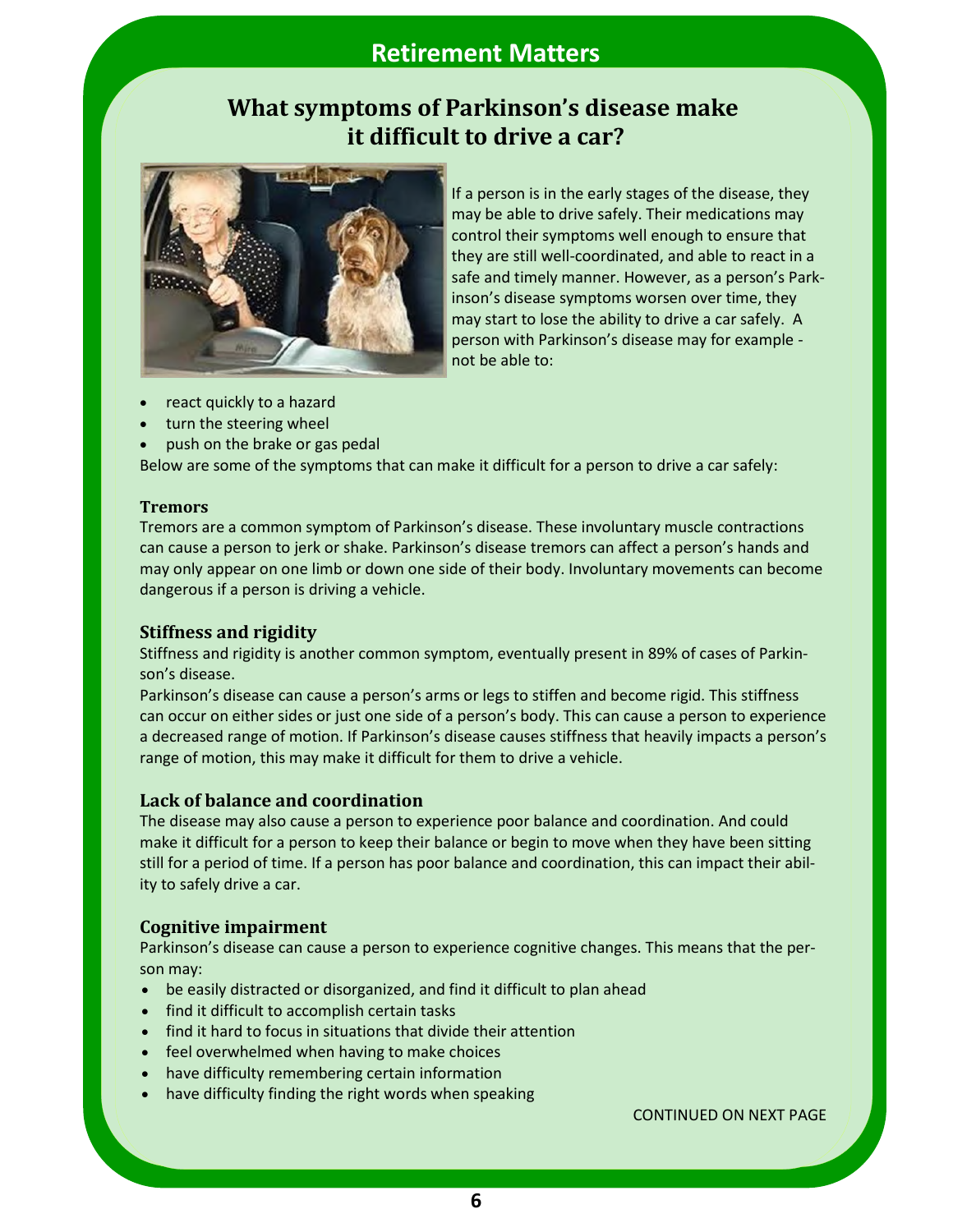## Retirement Matters

# What symptoms of Parkinson's disease make it difficult to drive a car?

If a person is in the early stages of the disease, they may be able to drive safely. Their medications may control their symptoms well enough to ensure that they are still well-coordinated, and able to react in a safe and timely manner. However, as a person's Parkinson's disease symptoms worsen over time, they may start to lose the ability to drive a car safely. A person with Parkinson's disease may for example - not be able to:

- react quickly to a hazard
- turn the steering wheel
- push on the brake or gas pedal

Below are some of the symptoms that can make it difficult for a person to drive a car safely:

### Tremors

Tremors are a common symptom of Parkinson's disease. These involuntary muscle contractions can cause a person to jerk or shake. Parkinson's disease tremors can affect a person's hands and may only appear on one limb or down one side of their body. Involuntary movements can become dangerous if a person is driving a vehicle.

### Stiffness and rigidity

Stiffness and rigidity is another common symptom, eventually present in 89% of cases of Parkinson's disease.

Parkinson's disease can cause a person's arms or legs to stiffen and become rigid. This stiffness can occur on either sides or just one side of a person's body. This can cause a person to experience a decreased range of motion. If Parkinson's disease causes stiffness that heavily impacts a person's range of motion, this may make it difficult for them to drive a vehicle.

### Lack of balance and coordination

The disease may also cause a person to experience poor balance and coordination. And could make it difficult for a person to keep their balance or begin to move when they have been sitting still for a period of time. If a person has poor balance and coordination, this can impact their ability to safely drive a car.

### Cognitive impairment

Parkinson's disease can cause a person to experience cognitive changes. This means that the person may:

- be easily distracted or disorganized, and find it difficult to plan ahead
- find it difficult to accomplish certain tasks
- find it hard to focus in situations that divide their attention
- feel overwhelmed when having to make choices
- have difficulty remembering certain information
- have difficulty finding the right words when speaking

CONTINUED ON NEXT PAGE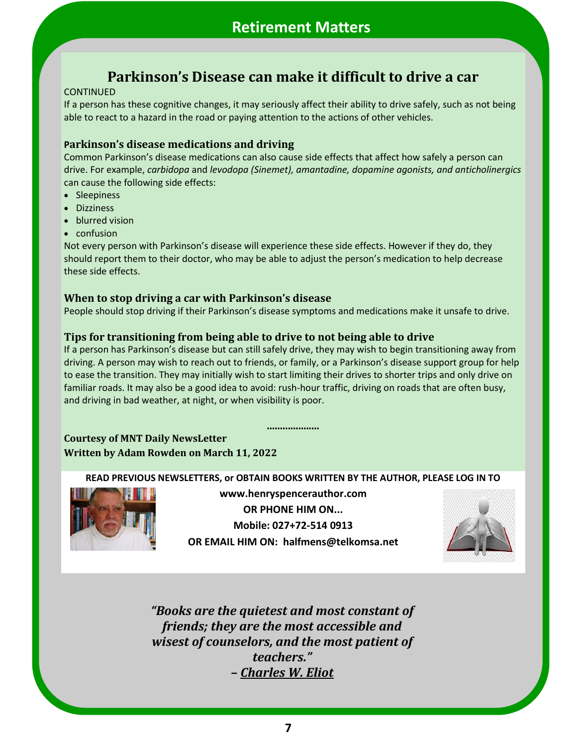## Retirement Matters

# Parkinson's Disease can make it difficult to drive a car

CONTINUED

If a person has these cognitive changes, it may seriously affect their ability to drive safely, such as not being able to react to a hazard in the road or paying attention to the actions of other vehicles.

### Parkinson's disease medications and driving

Common Parkinson's disease medications can also cause side effects that affect how safely a person can drive. For example, *carbidopa* and *levodopa (Sinemet), amantadine, dopamine agonists, and anticholinergics* can cause the following side effects:

- Sleepiness
- Dizziness
- blurred vision
- confusion

Not every person with Parkinson's disease will experience these side effects. However if they do, they should report them to their doctor, who may be able to adjust the person's medication to help decrease these side effects.

### When to stop driving a car with Parkinson's disease

People should stop driving if their Parkinson's disease symptoms and medications make it unsafe to drive.

### Tips for transitioning from being able to drive to not being able to drive

If a person has Parkinson's disease but can still safely drive, they may wish to begin transitioning away from driving. A person may wish to reach out to friends, or family, or a Parkinson's disease support group for help to ease the transition. They may initially wish to start limiting their drives to shorter trips and only drive on familiar roads. It may also be a good idea to avoid: rush-hour traffic, driving on roads that are often busy, and driving in bad weather, at night, or when visibility is poor.

...................

**Courtesy of MNT Daily NewsLetter**
**Written by Adam Rowden on March 11, 2022**

**READ PREVIOUS NEWSLETTERS, or OBTAIN BOOKS WRITTEN BY THE AUTHOR, PLEASE LOG IN TO**

**www.henryspencerauthor.com**

**OR PHONE HIM ON...**

**Mobile: 027+72-514 0913**

**OR EMAIL HIM ON: halfmens@telkomsa.net**

***"Books are the quietest and most constant of friends; they are the most accessible and wisest of counselors, and the most patient of teachers."***
***– Charles W. Eliot***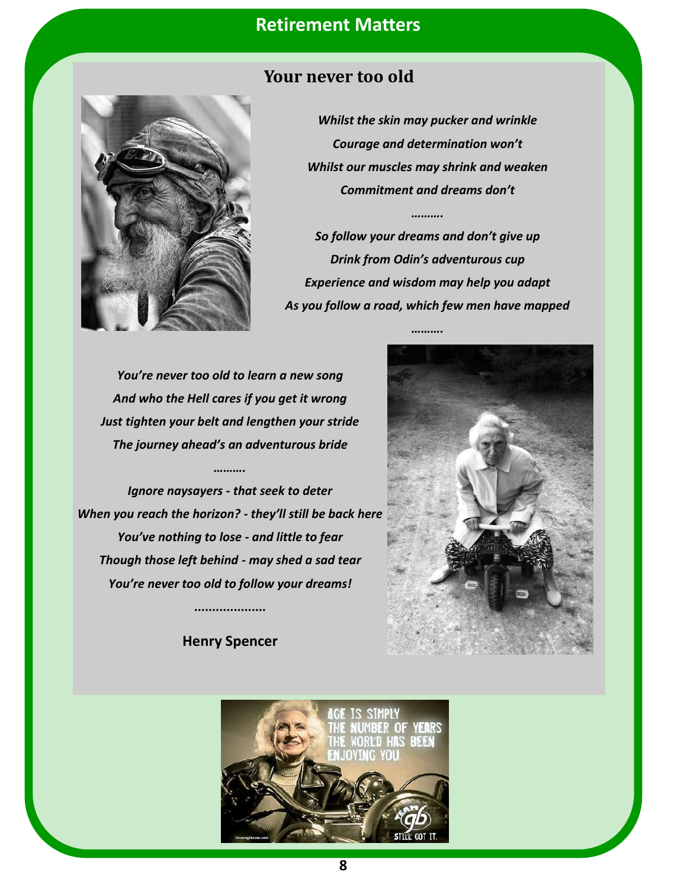# Retirement Matters

## Your never too old

*Whilst the skin may pucker and wrinkle*
*Courage and determination won't*
*Whilst our muscles may shrink and weaken*
*Commitment and dreams don't*

*……….*

*So follow your dreams and don't give up*
*Drink from Odin's adventurous cup*
*Experience and wisdom may help you adapt*
*As you follow a road, which few men have mapped*

*……….*

*You're never too old to learn a new song*
*And who the Hell cares if you get it wrong*
*Just tighten your belt and lengthen your stride*
*The journey ahead's an adventurous bride*

*……….*

*Ignore naysayers - that seek to deter*
*When you reach the horizon? - they'll still be back here*
*You've nothing to lose - and little to fear*
*Though those left behind - may shed a sad tear*
*You're never too old to follow your dreams!*

………………..

**Henry Spencer**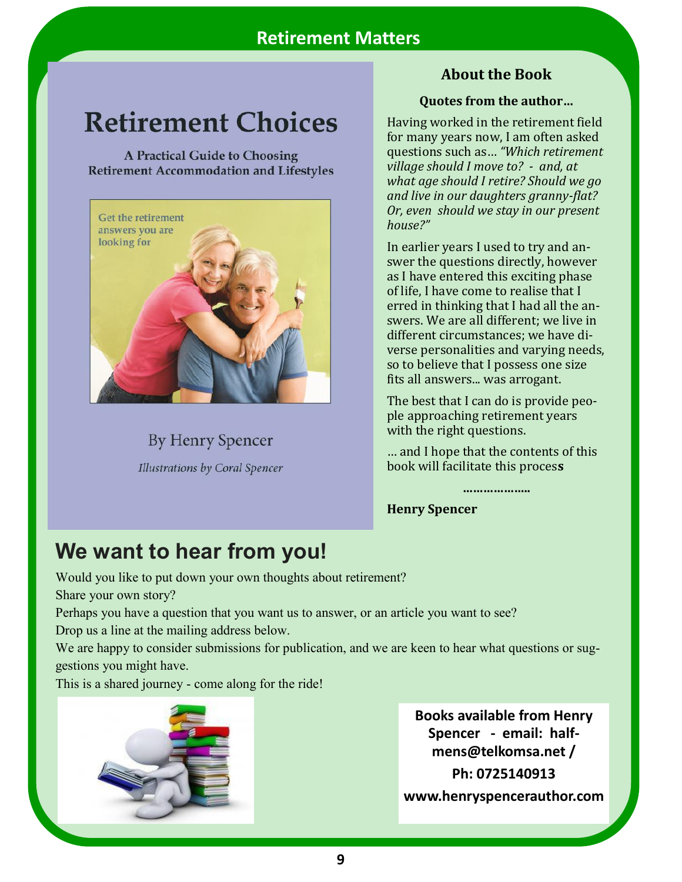## Retirement Matters

# Retirement Choices

A Practical Guide to Choosing Retirement Accommodation and Lifestyles

Get the retirement answers you are looking for

By Henry Spencer

*Illustrations by Coral Spencer*

### About the Book

**Quotes from the author…**

Having worked in the retirement field for many years now, I am often asked questions such as… *"Which retirement village should I move to? - and, at what age should I retire? Should we go and live in our daughters granny-flat? Or, even should we stay in our present house?"*

In earlier years I used to try and answer the questions directly, however as I have entered this exciting phase of life, I have come to realise that I erred in thinking that I had all the answers. We are all different; we live in different circumstances; we have diverse personalities and varying needs, so to believe that I possess one size fits all answers... was arrogant.

The best that I can do is provide people approaching retirement years with the right questions.

… and I hope that the contents of this book will facilitate this process

………………..

**Henry Spencer**

## We want to hear from you!

Would you like to put down your own thoughts about retirement?

Share your own story?

Perhaps you have a question that you want us to answer, or an article you want to see?

Drop us a line at the mailing address below.

We are happy to consider submissions for publication, and we are keen to hear what questions or suggestions you might have.

This is a shared journey - come along for the ride!

**Books available from Henry Spencer - email: halfmens@telkomsa.net /**

**Ph: 0725140913**

**www.henryspencerauthor.com**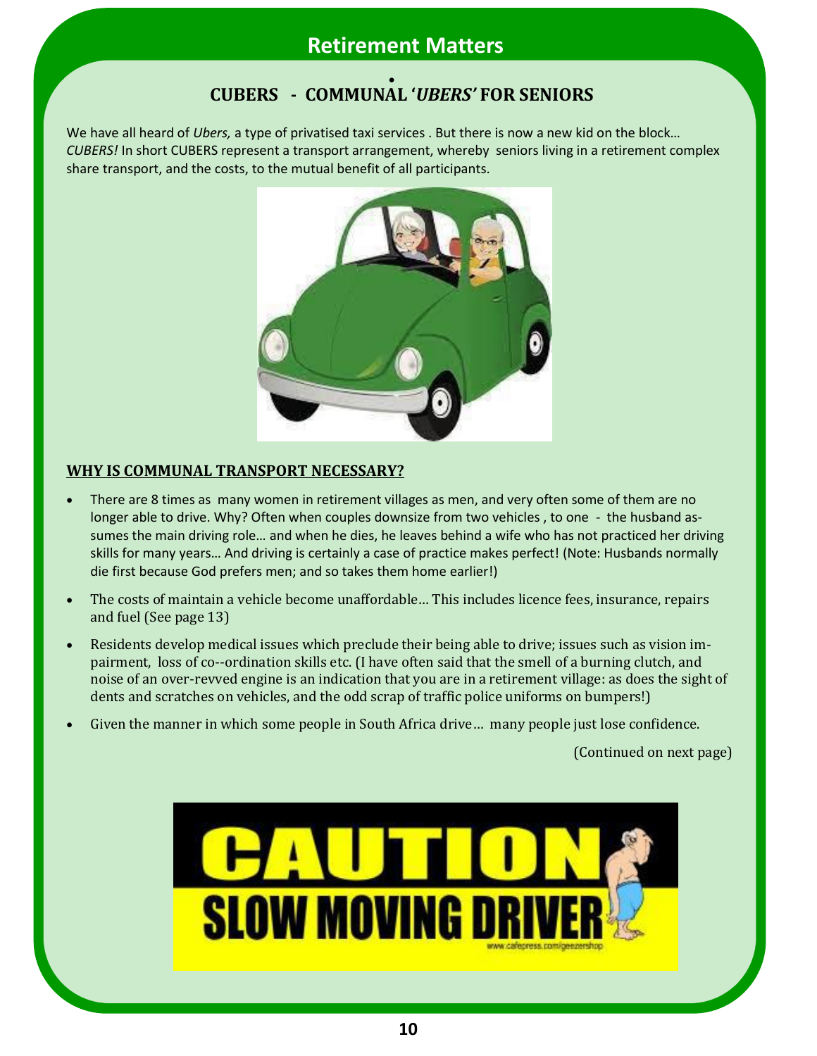## Retirement Matters

# CUBERS - COMMUNAL '*UBERS*' FOR SENIORS

We have all heard of *Ubers,* a type of privatised taxi services . But there is now a new kid on the block… *CUBERS!* In short CUBERS represent a transport arrangement, whereby seniors living in a retirement complex share transport, and the costs, to the mutual benefit of all participants.

### WHY IS COMMUNAL TRANSPORT NECESSARY?

- There are 8 times as many women in retirement villages as men, and very often some of them are no longer able to drive. Why? Often when couples downsize from two vehicles , to one - the husband assumes the main driving role… and when he dies, he leaves behind a wife who has not practiced her driving skills for many years… And driving is certainly a case of practice makes perfect! (Note: Husbands normally die first because God prefers men; and so takes them home earlier!)
- The costs of maintain a vehicle become unaffordable… This includes licence fees, insurance, repairs and fuel (See page 13)
- Residents develop medical issues which preclude their being able to drive; issues such as vision impairment, loss of co--ordination skills etc. (I have often said that the smell of a burning clutch, and noise of an over-revved engine is an indication that you are in a retirement village: as does the sight of dents and scratches on vehicles, and the odd scrap of traffic police uniforms on bumpers!)
- Given the manner in which some people in South Africa drive… many people just lose confidence.

(Continued on next page)

CAUTION SLOW MOVING DRIVER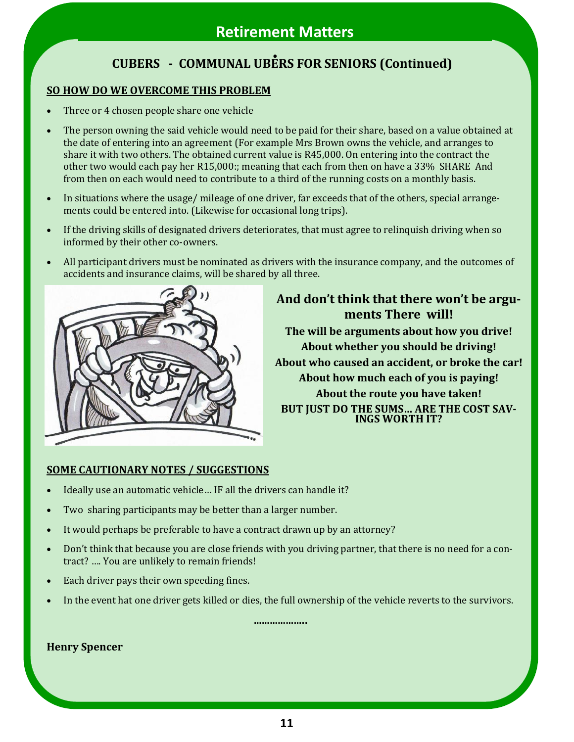## Retirement Matters

# CUBERS - COMMUNAL UBERS FOR SENIORS (Continued)

**SO HOW DO WE OVERCOME THIS PROBLEM**

- Three or 4 chosen people share one vehicle
- The person owning the said vehicle would need to be paid for their share, based on a value obtained at the date of entering into an agreement (For example Mrs Brown owns the vehicle, and arranges to share it with two others. The obtained current value is R45,000. On entering into the contract the other two would each pay her R15,000:; meaning that each from then on have a 33% SHARE And from then on each would need to contribute to a third of the running costs on a monthly basis.
- In situations where the usage/ mileage of one driver, far exceeds that of the others, special arrangements could be entered into. (Likewise for occasional long trips).
- If the driving skills of designated drivers deteriorates, that must agree to relinquish driving when so informed by their other co-owners.
- All participant drivers must be nominated as drivers with the insurance company, and the outcomes of accidents and insurance claims, will be shared by all three.

**And don't think that there won't be arguments There will!**

**The will be arguments about how you drive!**
**About whether you should be driving!**
**About who caused an accident, or broke the car!**
**About how much each of you is paying!**
**About the route you have taken!**
**BUT JUST DO THE SUMS... ARE THE COST SAVINGS WORTH IT?**

**SOME CAUTIONARY NOTES / SUGGESTIONS**

- Ideally use an automatic vehicle… IF all the drivers can handle it?
- Two sharing participants may be better than a larger number.
- It would perhaps be preferable to have a contract drawn up by an attorney?
- Don't think that because you are close friends with you driving partner, that there is no need for a contract? …. You are unlikely to remain friends!
- Each driver pays their own speeding fines.
- In the event hat one driver gets killed or dies, the full ownership of the vehicle reverts to the survivors.

……………….

**Henry Spencer**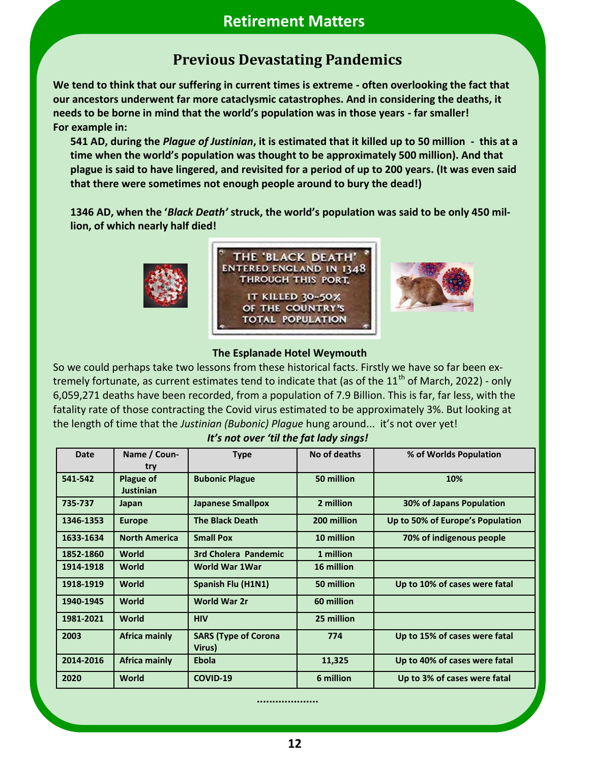# Retirement Matters

## Previous Devastating Pandemics

**We tend to think that our suffering in current times is extreme - often overlooking the fact that our ancestors underwent far more cataclysmic catastrophes. And in considering the deaths, it needs to be borne in mind that the world's population was in those years - far smaller!**
**For example in:**

**541 AD, during the *Plague of Justinian*, it is estimated that it killed up to 50 million - this at a time when the world's population was thought to be approximately 500 million). And that plague is said to have lingered, and revisited for a period of up to 200 years. (It was even said that there were sometimes not enough people around to bury the dead!)**

**1346 AD, when the '*Black Death'* struck, the world's population was said to be only 450 million, of which nearly half died!**

THE 'BLACK DEATH' ENTERED ENGLAND IN 1348 THROUGH THIS PORT. IT KILLED 30-50% OF THE COUNTRY'S TOTAL POPULATION

**The Esplanade Hotel Weymouth**

So we could perhaps take two lessons from these historical facts. Firstly we have so far been extremely fortunate, as current estimates tend to indicate that (as of the 11th of March, 2022) - only 6,059,271 deaths have been recorded, from a population of 7.9 Billion. This is far, far less, with the fatality rate of those contracting the Covid virus estimated to be approximately 3%. But looking at the length of time that the *Justinian (Bubonic) Plague* hung around... it's not over yet!

***It's not over 'til the fat lady sings!***

| Date | Name / Country | Type | No of deaths | % of Worlds Population |
|---|---|---|---|---|
| 541-542 | Plague of Justinian | Bubonic Plague | 50 million | 10% |
| 735-737 | Japan | Japanese Smallpox | 2 million | 30% of Japans Population |
| 1346-1353 | Europe | The Black Death | 200 million | Up to 50% of Europe's Population |
| 1633-1634 | North America | Small Pox | 10 million | 70% of indigenous people |
| 1852-1860 | World | 3rd Cholera Pandemic | 1 million | |
| 1914-1918 | World | World War 1War | 16 million | |
| 1918-1919 | World | Spanish Flu (H1N1) | 50 million | Up to 10% of cases were fatal |
| 1940-1945 | World | World War 2r | 60 million | |
| 1981-2021 | World | HIV | 25 million | |
| 2003 | Africa mainly | SARS (Type of Corona Virus) | 774 | Up to 15% of cases were fatal |
| 2014-2016 | Africa mainly | Ebola | 11,325 | Up to 40% of cases were fatal |
| 2020 | World | COVID-19 | 6 million | Up to 3% of cases were fatal |

...................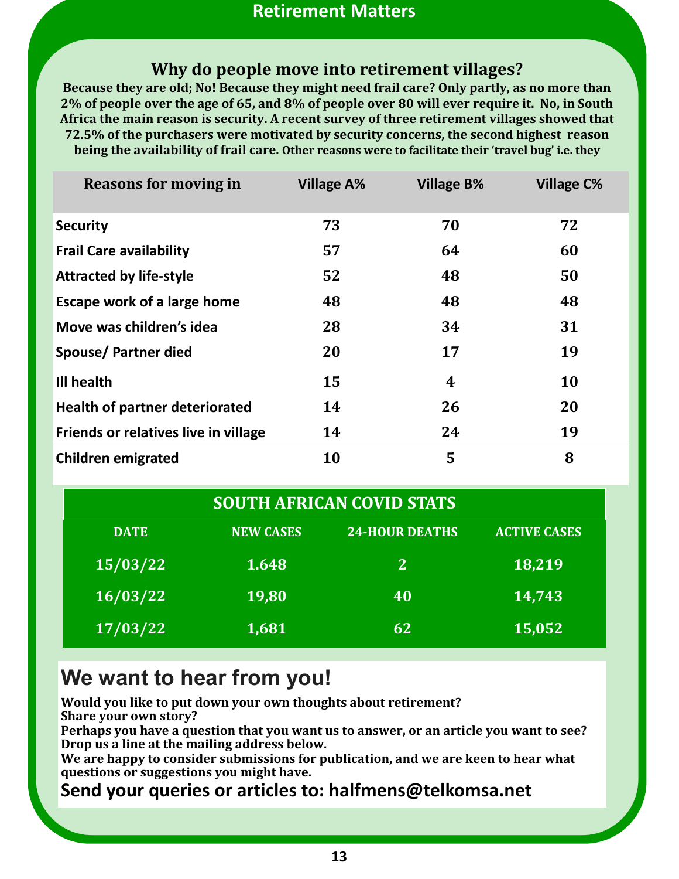## Retirement Matters

### Why do people move into retirement villages?

**Because they are old; No! Because they might need frail care? Only partly, as no more than 2% of people over the age of 65, and 8% of people over 80 will ever require it. No, in South Africa the main reason is security. A recent survey of three retirement villages showed that 72.5% of the purchasers were motivated by security concerns, the second highest reason being the availability of frail care. Other reasons were to facilitate their 'travel bug' i.e. they**

| Reasons for moving in | Village A% | Village B% | Village C% |
|---|---|---|---|
| Security | 73 | 70 | 72 |
| Frail Care availability | 57 | 64 | 60 |
| Attracted by life-style | 52 | 48 | 50 |
| Escape work of a large home | 48 | 48 | 48 |
| Move was children's idea | 28 | 34 | 31 |
| Spouse/ Partner died | 20 | 17 | 19 |
| Ill health | 15 | 4 | 10 |
| Health of partner deteriorated | 14 | 26 | 20 |
| Friends or relatives live in village | 14 | 24 | 19 |
| Children emigrated | 10 | 5 | 8 |

### SOUTH AFRICAN COVID STATS

| DATE | NEW CASES | 24-HOUR DEATHS | ACTIVE CASES |
|---|---|---|---|
| 15/03/22 | 1.648 | 2 | 18,219 |
| 16/03/22 | 19,80 | 40 | 14,743 |
| 17/03/22 | 1,681 | 62 | 15,052 |

## We want to hear from you!

**Would you like to put down your own thoughts about retirement?**
**Share your own story?**
**Perhaps you have a question that you want us to answer, or an article you want to see?**
**Drop us a line at the mailing address below.**
**We are happy to consider submissions for publication, and we are keen to hear what questions or suggestions you might have.**

**Send your queries or articles to: halfmens@telkomsa.net**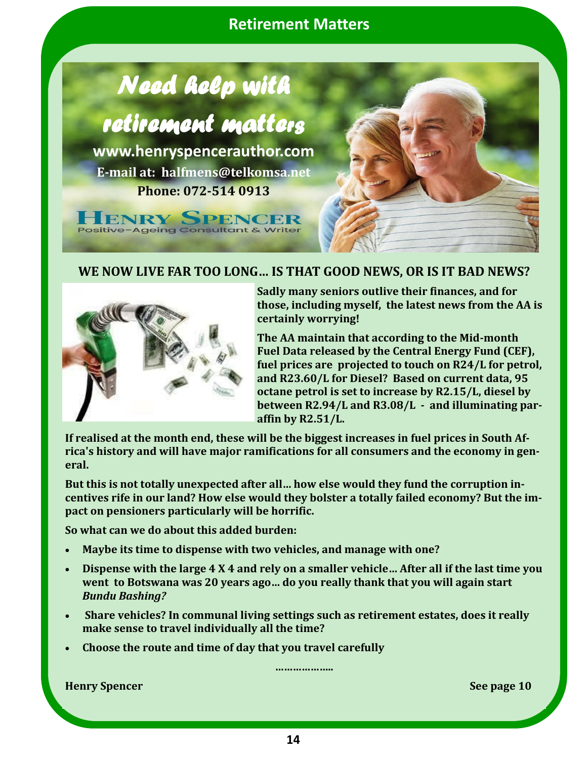## Retirement Matters

# Need help with retirement matters

**www.henryspencerauthor.com**

**E-mail at: halfmens@telkomsa.net**

**Phone: 072-514 0913**

HENRY SPENCER

Positive-Ageing Consultant & Writer

## WE NOW LIVE FAR TOO LONG… IS THAT GOOD NEWS, OR IS IT BAD NEWS?

**Sadly many seniors outlive their finances, and for those, including myself, the latest news from the AA is certainly worrying!**

**The AA maintain that according to the Mid-month Fuel Data released by the Central Energy Fund (CEF), fuel prices are projected to touch on R24/L for petrol, and R23.60/L for Diesel? Based on current data, 95 octane petrol is set to increase by R2.15/L, diesel by between R2.94/L and R3.08/L - and illuminating paraffin by R2.51/L.**

**If realised at the month end, these will be the biggest increases in fuel prices in South Africa's history and will have major ramifications for all consumers and the economy in general.**

**But this is not totally unexpected after all… how else would they fund the corruption incentives rife in our land? How else would they bolster a totally failed economy? But the impact on pensioners particularly will be horrific.**

**So what can we do about this added burden:**

- **Maybe its time to dispense with two vehicles, and manage with one?**
- **Dispense with the large 4 X 4 and rely on a smaller vehicle… After all if the last time you went to Botswana was 20 years ago… do you really thank that you will again start *Bundu Bashing?***
- **Share vehicles? In communal living settings such as retirement estates, does it really make sense to travel individually all the time?**
- **Choose the route and time of day that you travel carefully**

………………..

**Henry Spencer** **See page 10**